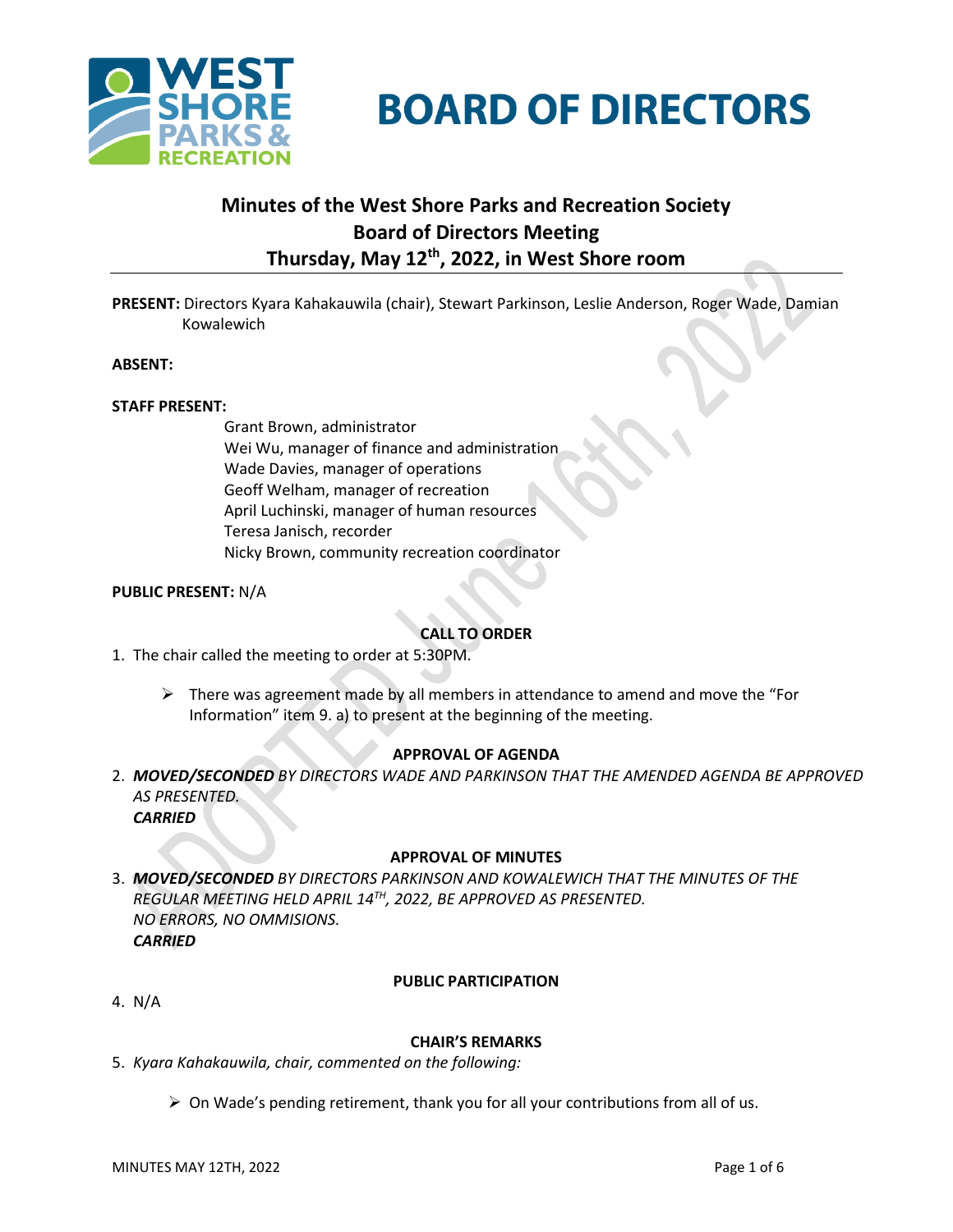# BOARD OF DIRECTORS

## Minutes of the West Shore Parks and Recreation Society Board of Directors Meeting Thursday, May 12th, 2022, in West Shore room

**PRESENT:** Directors Kyara Kahakauwila (chair), Stewart Parkinson, Leslie Anderson, Roger Wade, Damian Kowalewich

**ABSENT:**

**STAFF PRESENT:**

Grant Brown, administrator
Wei Wu, manager of finance and administration
Wade Davies, manager of operations
Geoff Welham, manager of recreation
April Luchinski, manager of human resources
Teresa Janisch, recorder
Nicky Brown, community recreation coordinator

**PUBLIC PRESENT:** N/A

### CALL TO ORDER

1. The chair called the meeting to order at 5:30PM.

    - There was agreement made by all members in attendance to amend and move the "For Information" item 9. a) to present at the beginning of the meeting.

### APPROVAL OF AGENDA

2. ***MOVED/SECONDED*** *BY DIRECTORS WADE AND PARKINSON THAT THE AMENDED AGENDA BE APPROVED AS PRESENTED.*
   ***CARRIED***

### APPROVAL OF MINUTES

3. ***MOVED/SECONDED*** *BY DIRECTORS PARKINSON AND KOWALEWICH THAT THE MINUTES OF THE REGULAR MEETING HELD APRIL 14TH, 2022, BE APPROVED AS PRESENTED.*
   *NO ERRORS, NO OMMISIONS.*
   ***CARRIED***

### PUBLIC PARTICIPATION

4. N/A

### CHAIR'S REMARKS

5. *Kyara Kahakauwila, chair, commented on the following:*

    - On Wade's pending retirement, thank you for all your contributions from all of us.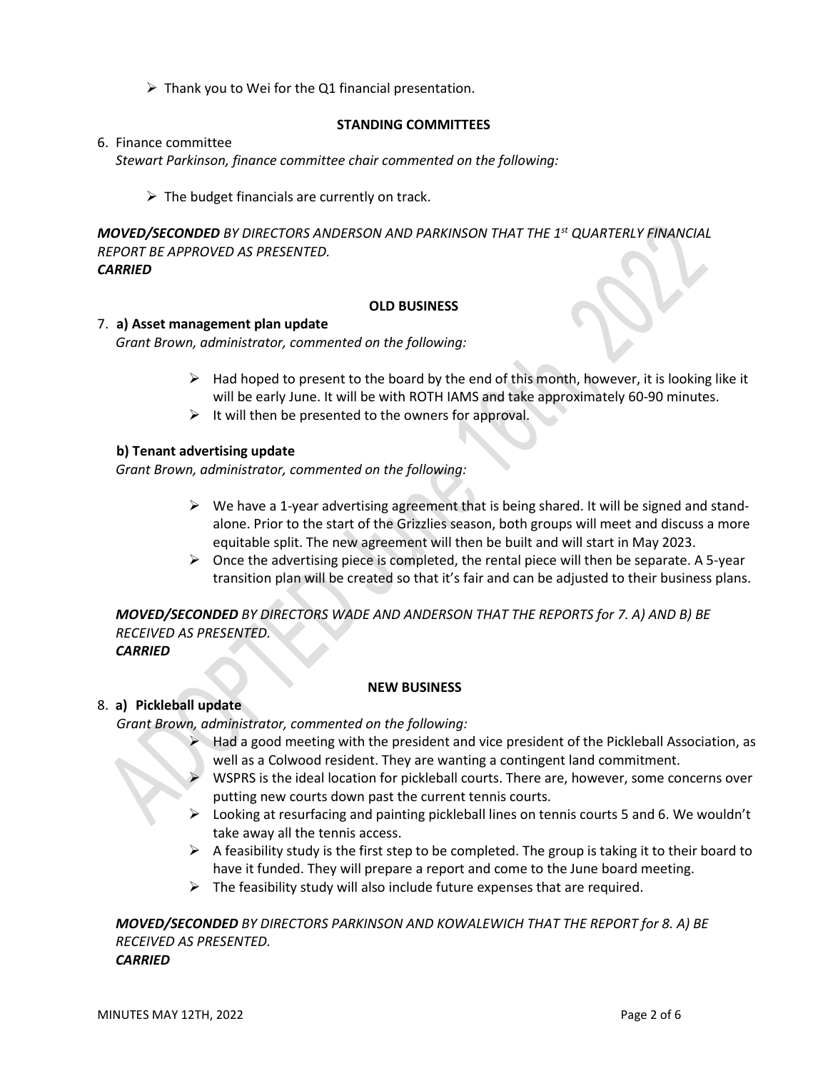- Thank you to Wei for the Q1 financial presentation.

### STANDING COMMITTEES

6. Finance committee

*Stewart Parkinson, finance committee chair commented on the following:*

- The budget financials are currently on track.

***MOVED/SECONDED*** *BY DIRECTORS ANDERSON AND PARKINSON THAT THE 1st QUARTERLY FINANCIAL REPORT BE APPROVED AS PRESENTED.*
***CARRIED***

### OLD BUSINESS

7. **a) Asset management plan update**

*Grant Brown, administrator, commented on the following:*

- Had hoped to present to the board by the end of this month, however, it is looking like it will be early June. It will be with ROTH IAMS and take approximately 60-90 minutes.
- It will then be presented to the owners for approval.

**b) Tenant advertising update**

*Grant Brown, administrator, commented on the following:*

- We have a 1-year advertising agreement that is being shared. It will be signed and stand-alone. Prior to the start of the Grizzlies season, both groups will meet and discuss a more equitable split. The new agreement will then be built and will start in May 2023.
- Once the advertising piece is completed, the rental piece will then be separate. A 5-year transition plan will be created so that it's fair and can be adjusted to their business plans.

***MOVED/SECONDED*** *BY DIRECTORS WADE AND ANDERSON THAT THE REPORTS for 7. A) AND B) BE RECEIVED AS PRESENTED.*
***CARRIED***

### NEW BUSINESS

8. **a) Pickleball update**

*Grant Brown, administrator, commented on the following:*

- Had a good meeting with the president and vice president of the Pickleball Association, as well as a Colwood resident. They are wanting a contingent land commitment.
- WSPRS is the ideal location for pickleball courts. There are, however, some concerns over putting new courts down past the current tennis courts.
- Looking at resurfacing and painting pickleball lines on tennis courts 5 and 6. We wouldn't take away all the tennis access.
- A feasibility study is the first step to be completed. The group is taking it to their board to have it funded. They will prepare a report and come to the June board meeting.
- The feasibility study will also include future expenses that are required.

***MOVED/SECONDED*** *BY DIRECTORS PARKINSON AND KOWALEWICH THAT THE REPORT for 8. A) BE RECEIVED AS PRESENTED.*
***CARRIED***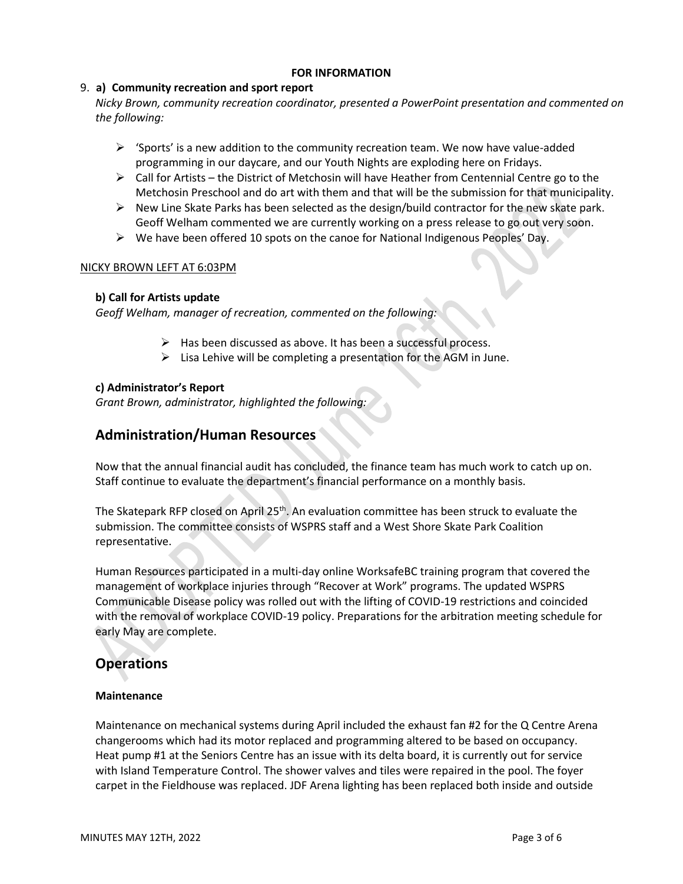**FOR INFORMATION**

9. **a) Community recreation and sport report**

*Nicky Brown, community recreation coordinator, presented a PowerPoint presentation and commented on the following:*

- 'Sports' is a new addition to the community recreation team. We now have value-added programming in our daycare, and our Youth Nights are exploding here on Fridays.
- Call for Artists – the District of Metchosin will have Heather from Centennial Centre go to the Metchosin Preschool and do art with them and that will be the submission for that municipality.
- New Line Skate Parks has been selected as the design/build contractor for the new skate park. Geoff Welham commented we are currently working on a press release to go out very soon.
- We have been offered 10 spots on the canoe for National Indigenous Peoples' Day.

NICKY BROWN LEFT AT 6:03PM

**b) Call for Artists update**

*Geoff Welham, manager of recreation, commented on the following:*

- Has been discussed as above. It has been a successful process.
- Lisa Lehive will be completing a presentation for the AGM in June.

**c) Administrator's Report**

*Grant Brown, administrator, highlighted the following:*

## Administration/Human Resources

Now that the annual financial audit has concluded, the finance team has much work to catch up on. Staff continue to evaluate the department's financial performance on a monthly basis.

The Skatepark RFP closed on April 25th. An evaluation committee has been struck to evaluate the submission. The committee consists of WSPRS staff and a West Shore Skate Park Coalition representative.

Human Resources participated in a multi-day online WorksafeBC training program that covered the management of workplace injuries through "Recover at Work" programs. The updated WSPRS Communicable Disease policy was rolled out with the lifting of COVID-19 restrictions and coincided with the removal of workplace COVID-19 policy. Preparations for the arbitration meeting schedule for early May are complete.

## Operations

**Maintenance**

Maintenance on mechanical systems during April included the exhaust fan #2 for the Q Centre Arena changerooms which had its motor replaced and programming altered to be based on occupancy. Heat pump #1 at the Seniors Centre has an issue with its delta board, it is currently out for service with Island Temperature Control. The shower valves and tiles were repaired in the pool. The foyer carpet in the Fieldhouse was replaced. JDF Arena lighting has been replaced both inside and outside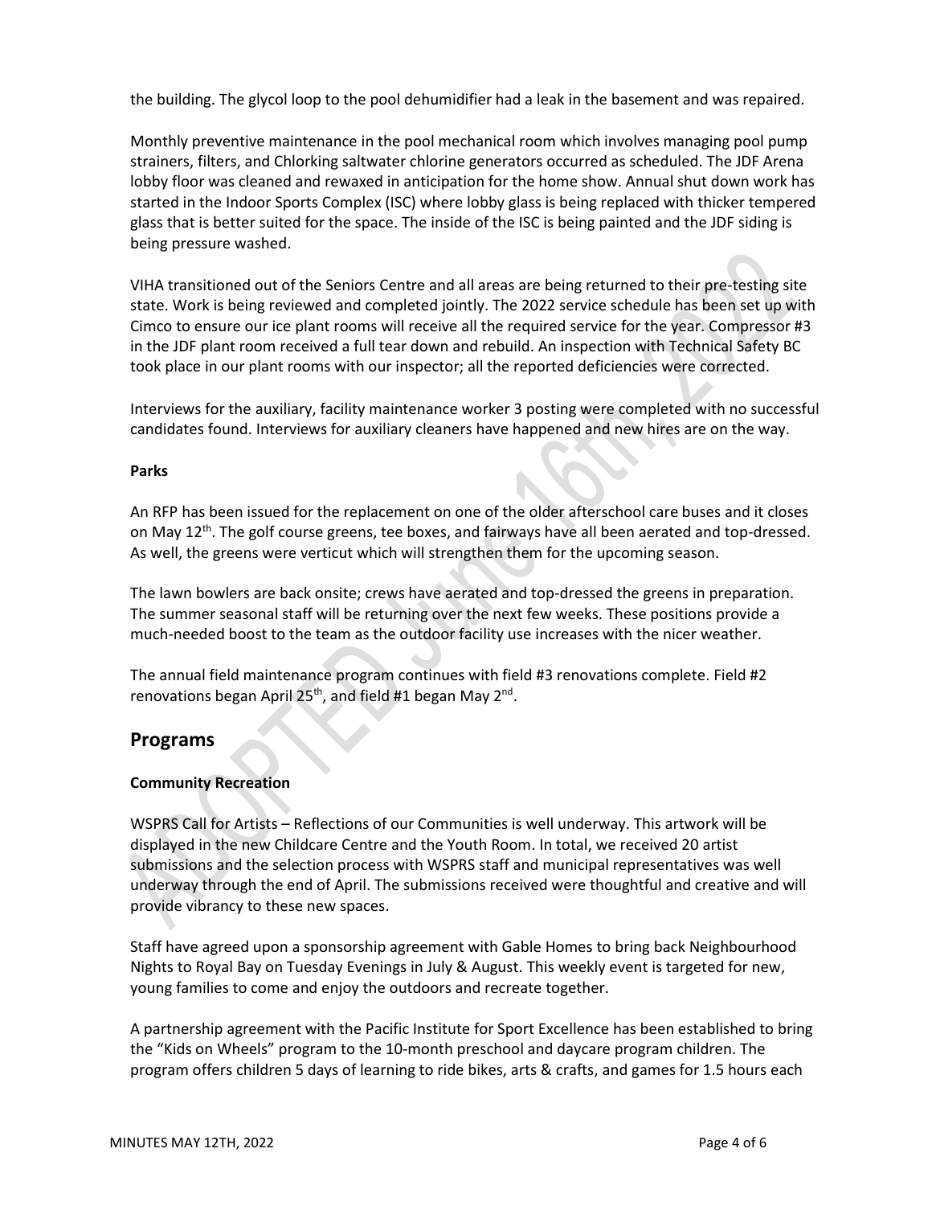the building. The glycol loop to the pool dehumidifier had a leak in the basement and was repaired.

Monthly preventive maintenance in the pool mechanical room which involves managing pool pump strainers, filters, and Chlorking saltwater chlorine generators occurred as scheduled. The JDF Arena lobby floor was cleaned and rewaxed in anticipation for the home show. Annual shut down work has started in the Indoor Sports Complex (ISC) where lobby glass is being replaced with thicker tempered glass that is better suited for the space. The inside of the ISC is being painted and the JDF siding is being pressure washed.

VIHA transitioned out of the Seniors Centre and all areas are being returned to their pre-testing site state. Work is being reviewed and completed jointly. The 2022 service schedule has been set up with Cimco to ensure our ice plant rooms will receive all the required service for the year. Compressor #3 in the JDF plant room received a full tear down and rebuild. An inspection with Technical Safety BC took place in our plant rooms with our inspector; all the reported deficiencies were corrected.

Interviews for the auxiliary, facility maintenance worker 3 posting were completed with no successful candidates found. Interviews for auxiliary cleaners have happened and new hires are on the way.

**Parks**

An RFP has been issued for the replacement on one of the older afterschool care buses and it closes on May 12th. The golf course greens, tee boxes, and fairways have all been aerated and top-dressed. As well, the greens were verticut which will strengthen them for the upcoming season.

The lawn bowlers are back onsite; crews have aerated and top-dressed the greens in preparation. The summer seasonal staff will be returning over the next few weeks. These positions provide a much-needed boost to the team as the outdoor facility use increases with the nicer weather.

The annual field maintenance program continues with field #3 renovations complete. Field #2 renovations began April 25th, and field #1 began May 2nd.

## Programs

**Community Recreation**

WSPRS Call for Artists – Reflections of our Communities is well underway. This artwork will be displayed in the new Childcare Centre and the Youth Room. In total, we received 20 artist submissions and the selection process with WSPRS staff and municipal representatives was well underway through the end of April. The submissions received were thoughtful and creative and will provide vibrancy to these new spaces.

Staff have agreed upon a sponsorship agreement with Gable Homes to bring back Neighbourhood Nights to Royal Bay on Tuesday Evenings in July & August. This weekly event is targeted for new, young families to come and enjoy the outdoors and recreate together.

A partnership agreement with the Pacific Institute for Sport Excellence has been established to bring the "Kids on Wheels" program to the 10-month preschool and daycare program children. The program offers children 5 days of learning to ride bikes, arts & crafts, and games for 1.5 hours each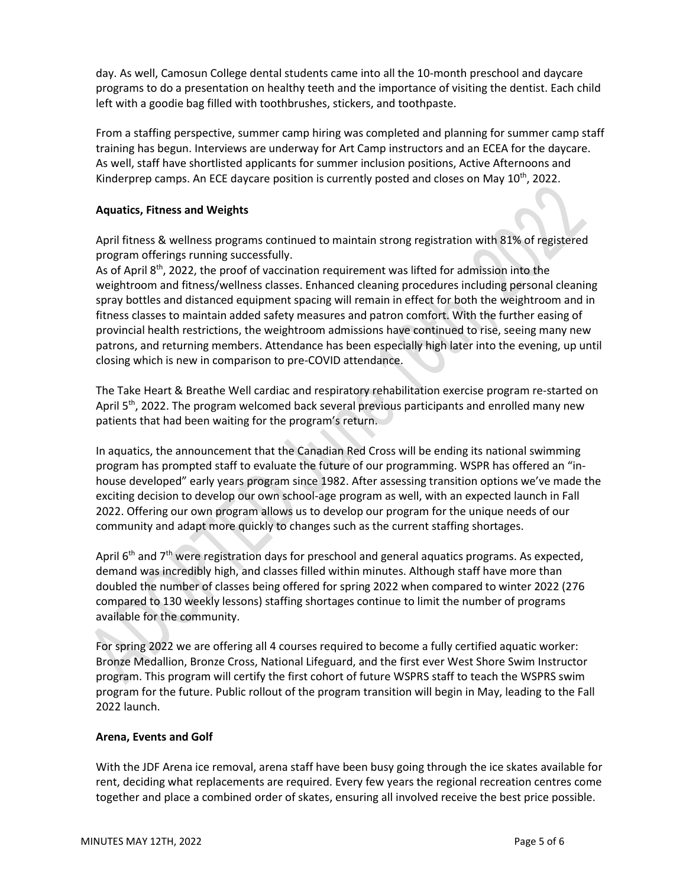day. As well, Camosun College dental students came into all the 10-month preschool and daycare programs to do a presentation on healthy teeth and the importance of visiting the dentist. Each child left with a goodie bag filled with toothbrushes, stickers, and toothpaste.

From a staffing perspective, summer camp hiring was completed and planning for summer camp staff training has begun. Interviews are underway for Art Camp instructors and an ECEA for the daycare. As well, staff have shortlisted applicants for summer inclusion positions, Active Afternoons and Kinderprep camps. An ECE daycare position is currently posted and closes on May 10th, 2022.

**Aquatics, Fitness and Weights**

April fitness & wellness programs continued to maintain strong registration with 81% of registered program offerings running successfully.
As of April 8th, 2022, the proof of vaccination requirement was lifted for admission into the weightroom and fitness/wellness classes. Enhanced cleaning procedures including personal cleaning spray bottles and distanced equipment spacing will remain in effect for both the weightroom and in fitness classes to maintain added safety measures and patron comfort. With the further easing of provincial health restrictions, the weightroom admissions have continued to rise, seeing many new patrons, and returning members. Attendance has been especially high later into the evening, up until closing which is new in comparison to pre-COVID attendance.

The Take Heart & Breathe Well cardiac and respiratory rehabilitation exercise program re-started on April 5th, 2022. The program welcomed back several previous participants and enrolled many new patients that had been waiting for the program's return.

In aquatics, the announcement that the Canadian Red Cross will be ending its national swimming program has prompted staff to evaluate the future of our programming. WSPR has offered an "in-house developed" early years program since 1982. After assessing transition options we've made the exciting decision to develop our own school-age program as well, with an expected launch in Fall 2022. Offering our own program allows us to develop our program for the unique needs of our community and adapt more quickly to changes such as the current staffing shortages.

April 6th and 7th were registration days for preschool and general aquatics programs. As expected, demand was incredibly high, and classes filled within minutes. Although staff have more than doubled the number of classes being offered for spring 2022 when compared to winter 2022 (276 compared to 130 weekly lessons) staffing shortages continue to limit the number of programs available for the community.

For spring 2022 we are offering all 4 courses required to become a fully certified aquatic worker: Bronze Medallion, Bronze Cross, National Lifeguard, and the first ever West Shore Swim Instructor program. This program will certify the first cohort of future WSPRS staff to teach the WSPRS swim program for the future. Public rollout of the program transition will begin in May, leading to the Fall 2022 launch.

**Arena, Events and Golf**

With the JDF Arena ice removal, arena staff have been busy going through the ice skates available for rent, deciding what replacements are required. Every few years the regional recreation centres come together and place a combined order of skates, ensuring all involved receive the best price possible.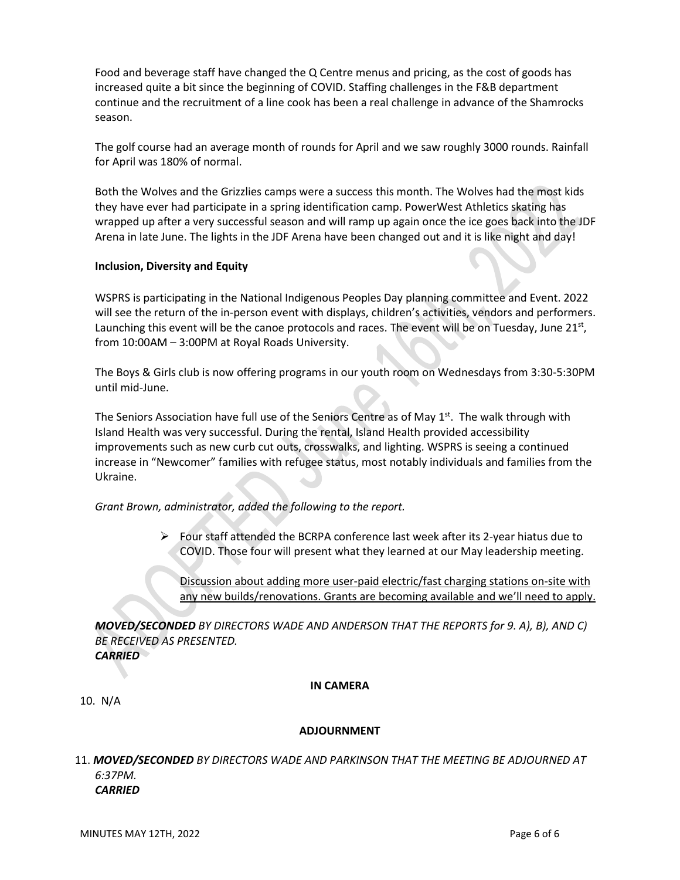Food and beverage staff have changed the Q Centre menus and pricing, as the cost of goods has increased quite a bit since the beginning of COVID. Staffing challenges in the F&B department continue and the recruitment of a line cook has been a real challenge in advance of the Shamrocks season.

The golf course had an average month of rounds for April and we saw roughly 3000 rounds. Rainfall for April was 180% of normal.

Both the Wolves and the Grizzlies camps were a success this month. The Wolves had the most kids they have ever had participate in a spring identification camp. PowerWest Athletics skating has wrapped up after a very successful season and will ramp up again once the ice goes back into the JDF Arena in late June. The lights in the JDF Arena have been changed out and it is like night and day!

**Inclusion, Diversity and Equity**

WSPRS is participating in the National Indigenous Peoples Day planning committee and Event. 2022 will see the return of the in-person event with displays, children's activities, vendors and performers. Launching this event will be the canoe protocols and races. The event will be on Tuesday, June 21st, from 10:00AM – 3:00PM at Royal Roads University.

The Boys & Girls club is now offering programs in our youth room on Wednesdays from 3:30-5:30PM until mid-June.

The Seniors Association have full use of the Seniors Centre as of May 1st. The walk through with Island Health was very successful. During the rental, Island Health provided accessibility improvements such as new curb cut outs, crosswalks, and lighting. WSPRS is seeing a continued increase in "Newcomer" families with refugee status, most notably individuals and families from the Ukraine.

*Grant Brown, administrator, added the following to the report.*

- Four staff attended the BCRPA conference last week after its 2-year hiatus due to COVID. Those four will present what they learned at our May leadership meeting.

  <u>Discussion about adding more user-paid electric/fast charging stations on-site with any new builds/renovations. Grants are becoming available and we'll need to apply.</u>

***MOVED/SECONDED*** *BY DIRECTORS WADE AND ANDERSON THAT THE REPORTS for 9. A), B), AND C) BE RECEIVED AS PRESENTED.*
***CARRIED***

**IN CAMERA**

10. N/A

**ADJOURNMENT**

11. ***MOVED/SECONDED*** *BY DIRECTORS WADE AND PARKINSON THAT THE MEETING BE ADJOURNED AT 6:37PM.*
***CARRIED***